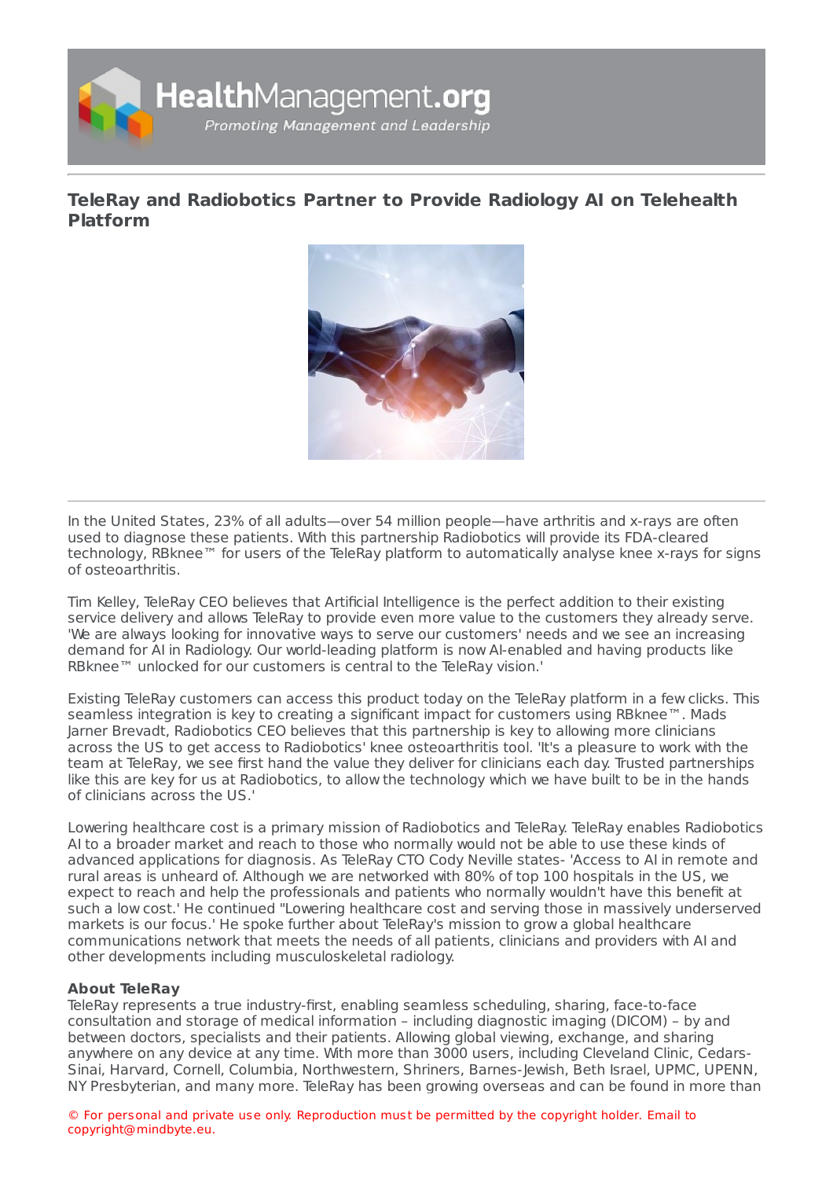# TeleRay and Radiobotics Partner to Provide Radiology AI on Telehealth Platform

In the United States, 23% of all adults—over 54 million people—have arthritis and x-rays are often used to diagnose these patients. With this partnership Radiobotics will provide its FDA-cleared technology, RBknee™ for users of the TeleRay platform to automatically analyse knee x-rays for signs of osteoarthritis.

Tim Kelley, TeleRay CEO believes that Artificial Intelligence is the perfect addition to their existing service delivery and allows TeleRay to provide even more value to the customers they already serve. 'We are always looking for innovative ways to serve our customers' needs and we see an increasing demand for AI in Radiology. Our world-leading platform is now AI-enabled and having products like RBknee™ unlocked for our customers is central to the TeleRay vision.'

Existing TeleRay customers can access this product today on the TeleRay platform in a few clicks. This seamless integration is key to creating a significant impact for customers using RBknee™. Mads Jarner Brevadt, Radiobotics CEO believes that this partnership is key to allowing more clinicians across the US to get access to Radiobotics' knee osteoarthritis tool. 'It's a pleasure to work with the team at TeleRay, we see first hand the value they deliver for clinicians each day. Trusted partnerships like this are key for us at Radiobotics, to allow the technology which we have built to be in the hands of clinicians across the US.'

Lowering healthcare cost is a primary mission of Radiobotics and TeleRay. TeleRay enables Radiobotics AI to a broader market and reach to those who normally would not be able to use these kinds of advanced applications for diagnosis. As TeleRay CTO Cody Neville states- 'Access to AI in remote and rural areas is unheard of. Although we are networked with 80% of top 100 hospitals in the US, we expect to reach and help the professionals and patients who normally wouldn't have this benefit at such a low cost.' He continued "Lowering healthcare cost and serving those in massively underserved markets is our focus.' He spoke further about TeleRay's mission to grow a global healthcare communications network that meets the needs of all patients, clinicians and providers with AI and other developments including musculoskeletal radiology.

**About TeleRay**

TeleRay represents a true industry-first, enabling seamless scheduling, sharing, face-to-face consultation and storage of medical information – including diagnostic imaging (DICOM) – by and between doctors, specialists and their patients. Allowing global viewing, exchange, and sharing anywhere on any device at any time. With more than 3000 users, including Cleveland Clinic, Cedars-Sinai, Harvard, Cornell, Columbia, Northwestern, Shriners, Barnes-Jewish, Beth Israel, UPMC, UPENN, NY Presbyterian, and many more. TeleRay has been growing overseas and can be found in more than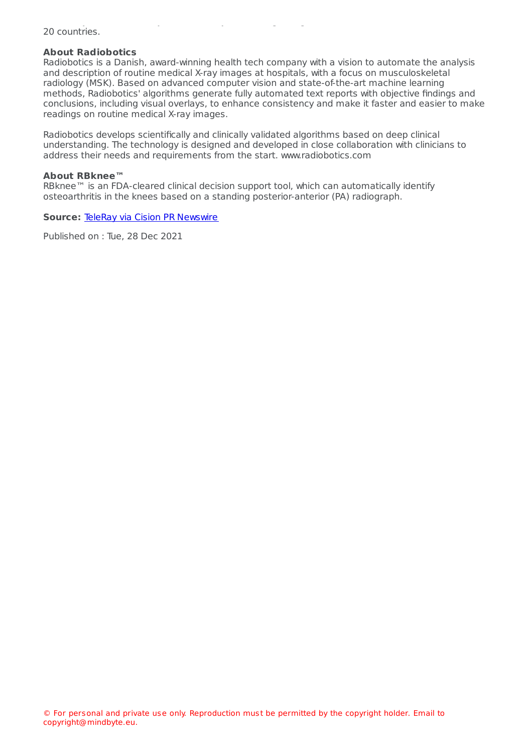20 countries.

**About Radiobotics**
Radiobotics is a Danish, award-winning health tech company with a vision to automate the analysis and description of routine medical X-ray images at hospitals, with a focus on musculoskeletal radiology (MSK). Based on advanced computer vision and state-of-the-art machine learning methods, Radiobotics' algorithms generate fully automated text reports with objective findings and conclusions, including visual overlays, to enhance consistency and make it faster and easier to make readings on routine medical X-ray images.

Radiobotics develops scientifically and clinically validated algorithms based on deep clinical understanding. The technology is designed and developed in close collaboration with clinicians to address their needs and requirements from the start. www.radiobotics.com

**About RBknee™**
RBknee™ is an FDA-cleared clinical decision support tool, which can automatically identify osteoarthritis in the knees based on a standing posterior-anterior (PA) radiograph.

**Source:** TeleRay via Cision PR Newswire

Published on : Tue, 28 Dec 2021

© For personal and private use only. Reproduction must be permitted by the copyright holder. Email to copyright@mindbyte.eu.